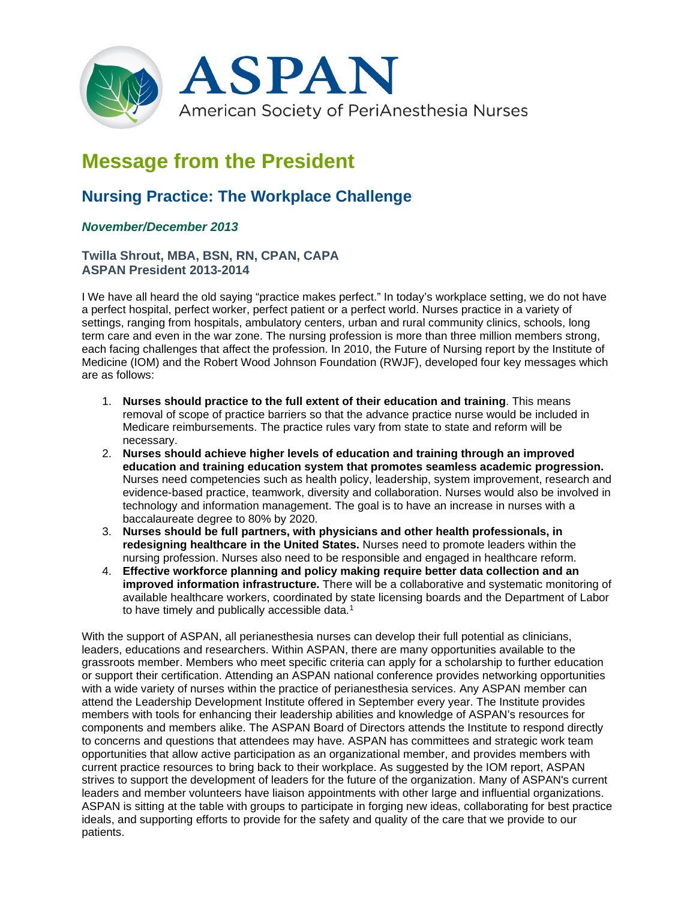# ASPAN

American Society of PeriAnesthesia Nurses

# Message from the President

## Nursing Practice: The Workplace Challenge

### *November/December 2013*

**Twilla Shrout, MBA, BSN, RN, CPAN, CAPA**
**ASPAN President 2013-2014**

I We have all heard the old saying "practice makes perfect." In today's workplace setting, we do not have a perfect hospital, perfect worker, perfect patient or a perfect world. Nurses practice in a variety of settings, ranging from hospitals, ambulatory centers, urban and rural community clinics, schools, long term care and even in the war zone. The nursing profession is more than three million members strong, each facing challenges that affect the profession. In 2010, the Future of Nursing report by the Institute of Medicine (IOM) and the Robert Wood Johnson Foundation (RWJF), developed four key messages which are as follows:

1. **Nurses should practice to the full extent of their education and training**. This means removal of scope of practice barriers so that the advance practice nurse would be included in Medicare reimbursements. The practice rules vary from state to state and reform will be necessary.
2. **Nurses should achieve higher levels of education and training through an improved education and training education system that promotes seamless academic progression.** Nurses need competencies such as health policy, leadership, system improvement, research and evidence-based practice, teamwork, diversity and collaboration. Nurses would also be involved in technology and information management. The goal is to have an increase in nurses with a baccalaureate degree to 80% by 2020.
3. **Nurses should be full partners, with physicians and other health professionals, in redesigning healthcare in the United States.** Nurses need to promote leaders within the nursing profession. Nurses also need to be responsible and engaged in healthcare reform.
4. **Effective workforce planning and policy making require better data collection and an improved information infrastructure.** There will be a collaborative and systematic monitoring of available healthcare workers, coordinated by state licensing boards and the Department of Labor to have timely and publically accessible data.[1]

With the support of ASPAN, all perianesthesia nurses can develop their full potential as clinicians, leaders, educations and researchers. Within ASPAN, there are many opportunities available to the grassroots member. Members who meet specific criteria can apply for a scholarship to further education or support their certification. Attending an ASPAN national conference provides networking opportunities with a wide variety of nurses within the practice of perianesthesia services. Any ASPAN member can attend the Leadership Development Institute offered in September every year. The Institute provides members with tools for enhancing their leadership abilities and knowledge of ASPAN's resources for components and members alike. The ASPAN Board of Directors attends the Institute to respond directly to concerns and questions that attendees may have. ASPAN has committees and strategic work team opportunities that allow active participation as an organizational member, and provides members with current practice resources to bring back to their workplace. As suggested by the IOM report, ASPAN strives to support the development of leaders for the future of the organization. Many of ASPAN's current leaders and member volunteers have liaison appointments with other large and influential organizations. ASPAN is sitting at the table with groups to participate in forging new ideas, collaborating for best practice ideals, and supporting efforts to provide for the safety and quality of the care that we provide to our patients.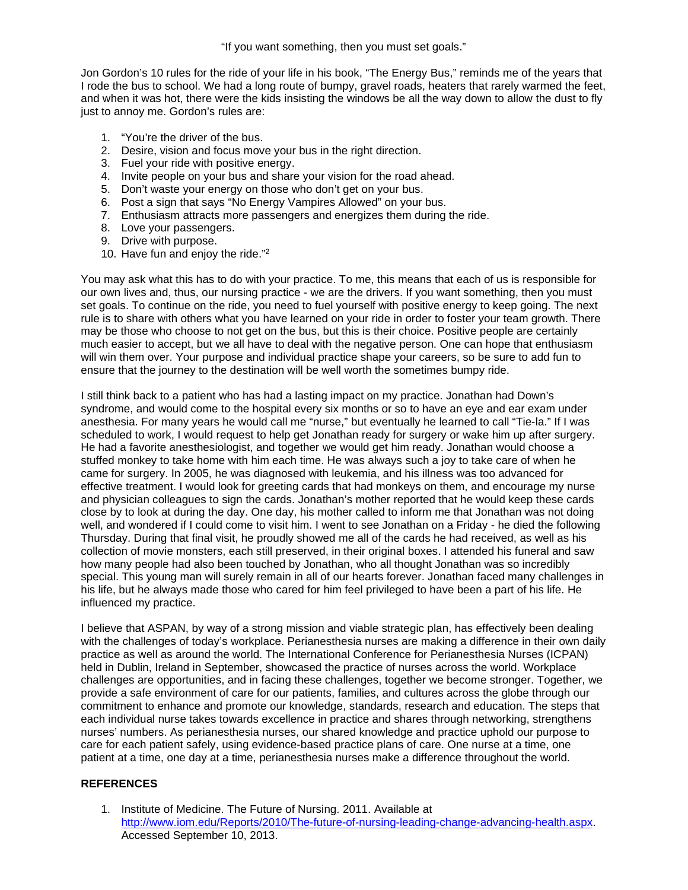"If you want something, then you must set goals."

Jon Gordon's 10 rules for the ride of your life in his book, "The Energy Bus," reminds me of the years that I rode the bus to school. We had a long route of bumpy, gravel roads, heaters that rarely warmed the feet, and when it was hot, there were the kids insisting the windows be all the way down to allow the dust to fly just to annoy me. Gordon's rules are:

1. "You're the driver of the bus.
2. Desire, vision and focus move your bus in the right direction.
3. Fuel your ride with positive energy.
4. Invite people on your bus and share your vision for the road ahead.
5. Don't waste your energy on those who don't get on your bus.
6. Post a sign that says "No Energy Vampires Allowed" on your bus.
7. Enthusiasm attracts more passengers and energizes them during the ride.
8. Love your passengers.
9. Drive with purpose.
10. Have fun and enjoy the ride."[2]

You may ask what this has to do with your practice. To me, this means that each of us is responsible for our own lives and, thus, our nursing practice - we are the drivers. If you want something, then you must set goals. To continue on the ride, you need to fuel yourself with positive energy to keep going. The next rule is to share with others what you have learned on your ride in order to foster your team growth. There may be those who choose to not get on the bus, but this is their choice. Positive people are certainly much easier to accept, but we all have to deal with the negative person. One can hope that enthusiasm will win them over. Your purpose and individual practice shape your careers, so be sure to add fun to ensure that the journey to the destination will be well worth the sometimes bumpy ride.

I still think back to a patient who has had a lasting impact on my practice. Jonathan had Down's syndrome, and would come to the hospital every six months or so to have an eye and ear exam under anesthesia. For many years he would call me "nurse," but eventually he learned to call "Tie-la." If I was scheduled to work, I would request to help get Jonathan ready for surgery or wake him up after surgery. He had a favorite anesthesiologist, and together we would get him ready. Jonathan would choose a stuffed monkey to take home with him each time. He was always such a joy to take care of when he came for surgery. In 2005, he was diagnosed with leukemia, and his illness was too advanced for effective treatment. I would look for greeting cards that had monkeys on them, and encourage my nurse and physician colleagues to sign the cards. Jonathan's mother reported that he would keep these cards close by to look at during the day. One day, his mother called to inform me that Jonathan was not doing well, and wondered if I could come to visit him. I went to see Jonathan on a Friday - he died the following Thursday. During that final visit, he proudly showed me all of the cards he had received, as well as his collection of movie monsters, each still preserved, in their original boxes. I attended his funeral and saw how many people had also been touched by Jonathan, who all thought Jonathan was so incredibly special. This young man will surely remain in all of our hearts forever. Jonathan faced many challenges in his life, but he always made those who cared for him feel privileged to have been a part of his life. He influenced my practice.

I believe that ASPAN, by way of a strong mission and viable strategic plan, has effectively been dealing with the challenges of today's workplace. Perianesthesia nurses are making a difference in their own daily practice as well as around the world. The International Conference for Perianesthesia Nurses (ICPAN) held in Dublin, Ireland in September, showcased the practice of nurses across the world. Workplace challenges are opportunities, and in facing these challenges, together we become stronger. Together, we provide a safe environment of care for our patients, families, and cultures across the globe through our commitment to enhance and promote our knowledge, standards, research and education. The steps that each individual nurse takes towards excellence in practice and shares through networking, strengthens nurses' numbers. As perianesthesia nurses, our shared knowledge and practice uphold our purpose to care for each patient safely, using evidence-based practice plans of care. One nurse at a time, one patient at a time, one day at a time, perianesthesia nurses make a difference throughout the world.

**REFERENCES**

1. Institute of Medicine. The Future of Nursing. 2011. Available at http://www.iom.edu/Reports/2010/The-future-of-nursing-leading-change-advancing-health.aspx. Accessed September 10, 2013.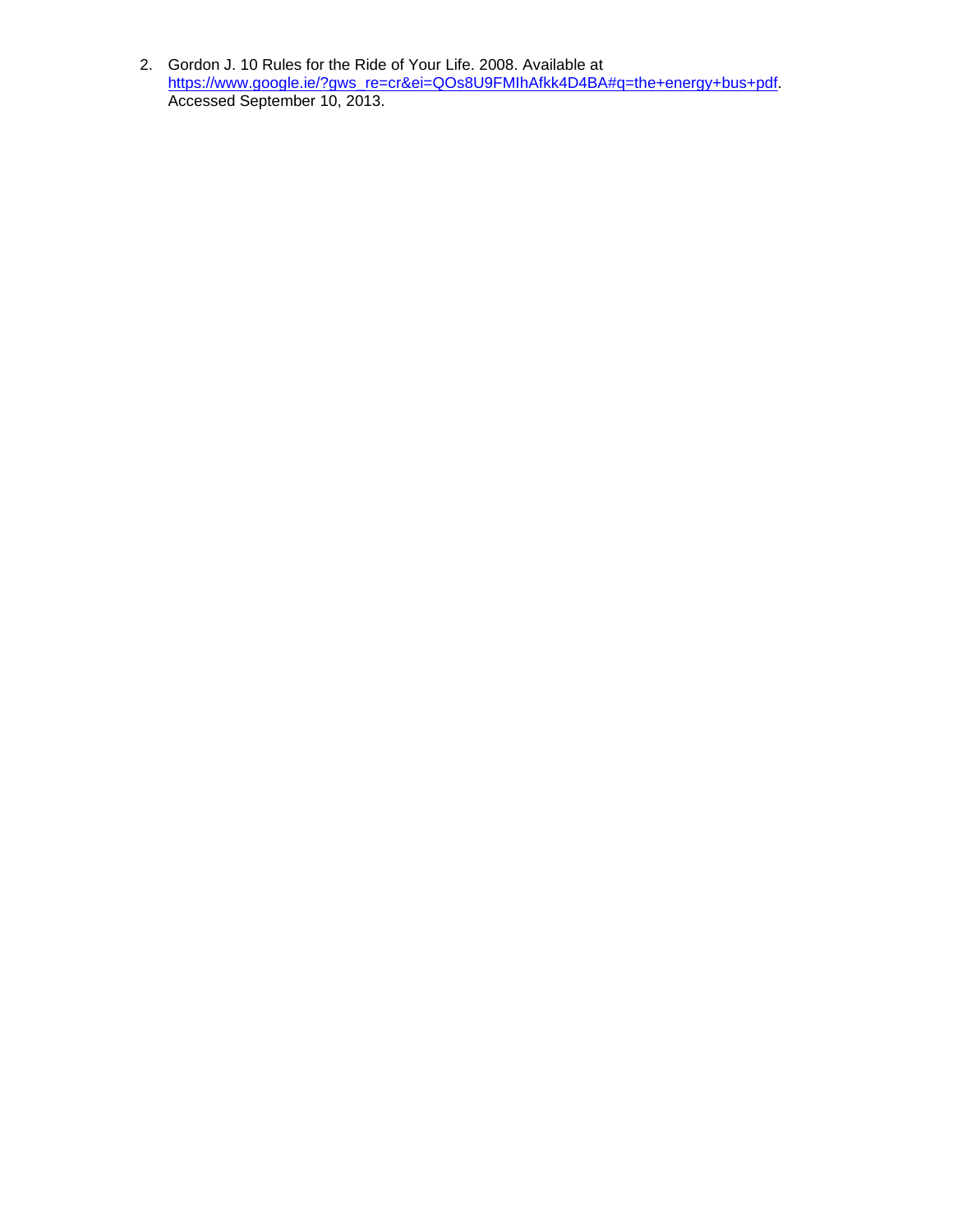2. Gordon J. 10 Rules for the Ride of Your Life. 2008. Available at https://www.google.ie/?gws_rd=cr&ei=QOs8U9FMIhAfkk4D4BA#q=the+energy+bus+pdf. Accessed September 10, 2013.